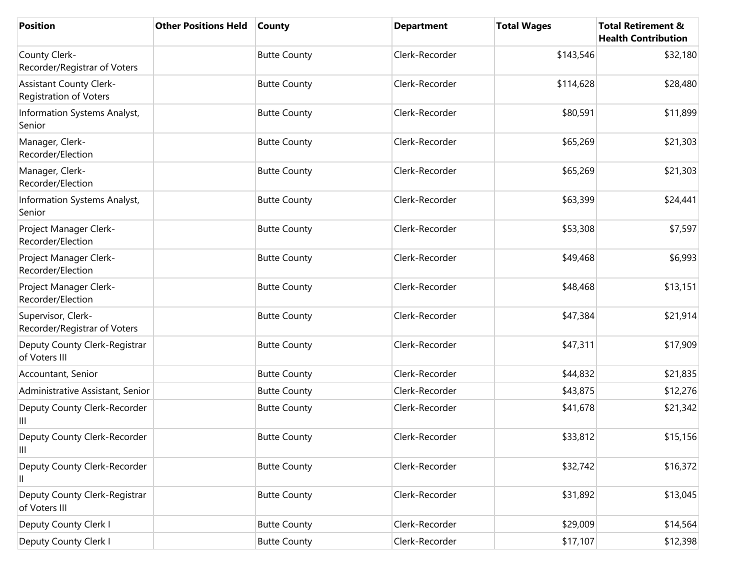| Position | Other Positions Held | County | Department | Total Wages | Total Retirement & Health Contribution |
| --- | --- | --- | --- | --- | --- |
| County Clerk-Recorder/Registrar of Voters | | Butte County | Clerk-Recorder | $143,546 | $32,180 |
| Assistant County Clerk-Registration of Voters | | Butte County | Clerk-Recorder | $114,628 | $28,480 |
| Information Systems Analyst, Senior | | Butte County | Clerk-Recorder | $80,591 | $11,899 |
| Manager, Clerk-Recorder/Election | | Butte County | Clerk-Recorder | $65,269 | $21,303 |
| Manager, Clerk-Recorder/Election | | Butte County | Clerk-Recorder | $65,269 | $21,303 |
| Information Systems Analyst, Senior | | Butte County | Clerk-Recorder | $63,399 | $24,441 |
| Project Manager Clerk-Recorder/Election | | Butte County | Clerk-Recorder | $53,308 | $7,597 |
| Project Manager Clerk-Recorder/Election | | Butte County | Clerk-Recorder | $49,468 | $6,993 |
| Project Manager Clerk-Recorder/Election | | Butte County | Clerk-Recorder | $48,468 | $13,151 |
| Supervisor, Clerk-Recorder/Registrar of Voters | | Butte County | Clerk-Recorder | $47,384 | $21,914 |
| Deputy County Clerk-Registrar of Voters III | | Butte County | Clerk-Recorder | $47,311 | $17,909 |
| Accountant, Senior | | Butte County | Clerk-Recorder | $44,832 | $21,835 |
| Administrative Assistant, Senior | | Butte County | Clerk-Recorder | $43,875 | $12,276 |
| Deputy County Clerk-Recorder III | | Butte County | Clerk-Recorder | $41,678 | $21,342 |
| Deputy County Clerk-Recorder III | | Butte County | Clerk-Recorder | $33,812 | $15,156 |
| Deputy County Clerk-Recorder II | | Butte County | Clerk-Recorder | $32,742 | $16,372 |
| Deputy County Clerk-Registrar of Voters III | | Butte County | Clerk-Recorder | $31,892 | $13,045 |
| Deputy County Clerk I | | Butte County | Clerk-Recorder | $29,009 | $14,564 |
| Deputy County Clerk I | | Butte County | Clerk-Recorder | $17,107 | $12,398 |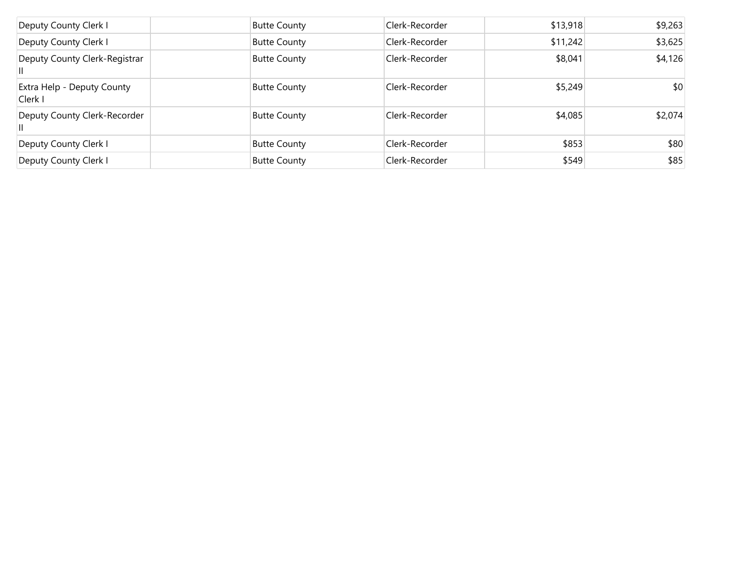| | | | | | |
|---|---|---|---|---|---|
| Deputy County Clerk I | | Butte County | Clerk-Recorder | $13,918 | $9,263 |
| Deputy County Clerk I | | Butte County | Clerk-Recorder | $11,242 | $3,625 |
| Deputy County Clerk-Registrar II | | Butte County | Clerk-Recorder | $8,041 | $4,126 |
| Extra Help - Deputy County Clerk I | | Butte County | Clerk-Recorder | $5,249 | $0 |
| Deputy County Clerk-Recorder II | | Butte County | Clerk-Recorder | $4,085 | $2,074 |
| Deputy County Clerk I | | Butte County | Clerk-Recorder | $853 | $80 |
| Deputy County Clerk I | | Butte County | Clerk-Recorder | $549 | $85 |